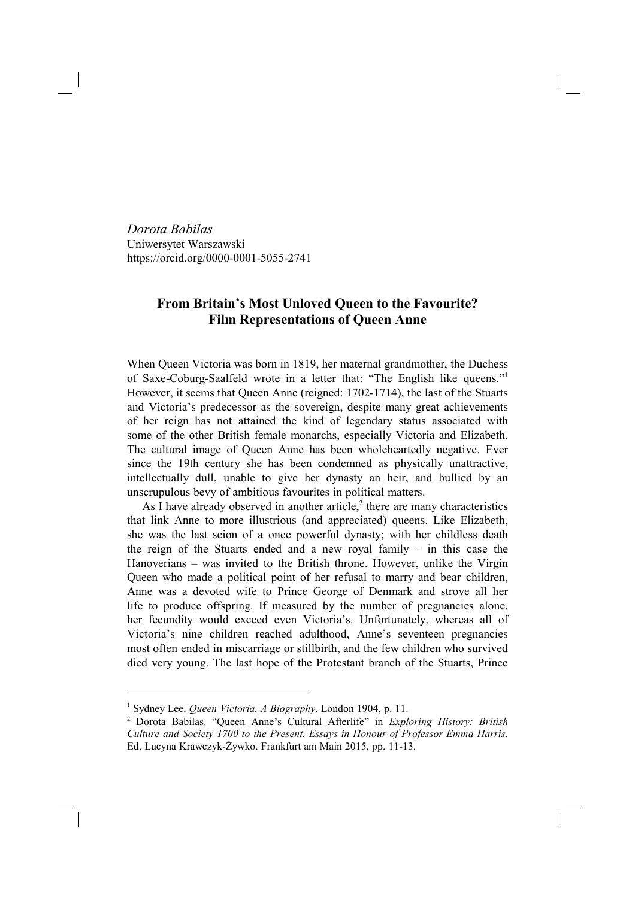*Dorota Babilas*
Uniwersytet Warszawski
https://orcid.org/0000-0001-5055-2741

# From Britain's Most Unloved Queen to the Favourite? Film Representations of Queen Anne

When Queen Victoria was born in 1819, her maternal grandmother, the Duchess of Saxe-Coburg-Saalfeld wrote in a letter that: "The English like queens."[1] However, it seems that Queen Anne (reigned: 1702-1714), the last of the Stuarts and Victoria's predecessor as the sovereign, despite many great achievements of her reign has not attained the kind of legendary status associated with some of the other British female monarchs, especially Victoria and Elizabeth. The cultural image of Queen Anne has been wholeheartedly negative. Ever since the 19th century she has been condemned as physically unattractive, intellectually dull, unable to give her dynasty an heir, and bullied by an unscrupulous bevy of ambitious favourites in political matters.

As I have already observed in another article,[2] there are many characteristics that link Anne to more illustrious (and appreciated) queens. Like Elizabeth, she was the last scion of a once powerful dynasty; with her childless death the reign of the Stuarts ended and a new royal family – in this case the Hanoverians – was invited to the British throne. However, unlike the Virgin Queen who made a political point of her refusal to marry and bear children, Anne was a devoted wife to Prince George of Denmark and strove all her life to produce offspring. If measured by the number of pregnancies alone, her fecundity would exceed even Victoria's. Unfortunately, whereas all of Victoria's nine children reached adulthood, Anne's seventeen pregnancies most often ended in miscarriage or stillbirth, and the few children who survived died very young. The last hope of the Protestant branch of the Stuarts, Prince

---

[1] Sydney Lee. *Queen Victoria. A Biography*. London 1904, p. 11.

[2] Dorota Babilas. "Queen Anne's Cultural Afterlife" in *Exploring History: British Culture and Society 1700 to the Present. Essays in Honour of Professor Emma Harris*. Ed. Lucyna Krawczyk-Żywko. Frankfurt am Main 2015, pp. 11-13.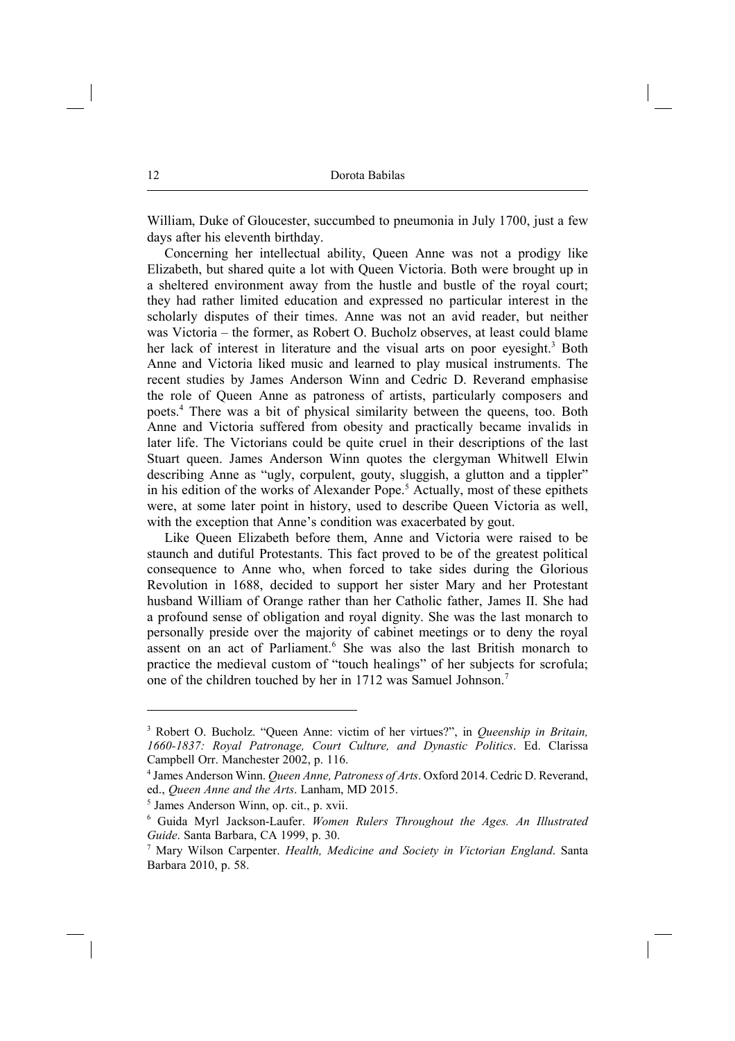William, Duke of Gloucester, succumbed to pneumonia in July 1700, just a few days after his eleventh birthday.

Concerning her intellectual ability, Queen Anne was not a prodigy like Elizabeth, but shared quite a lot with Queen Victoria. Both were brought up in a sheltered environment away from the hustle and bustle of the royal court; they had rather limited education and expressed no particular interest in the scholarly disputes of their times. Anne was not an avid reader, but neither was Victoria – the former, as Robert O. Bucholz observes, at least could blame her lack of interest in literature and the visual arts on poor eyesight.[3] Both Anne and Victoria liked music and learned to play musical instruments. The recent studies by James Anderson Winn and Cedric D. Reverand emphasise the role of Queen Anne as patroness of artists, particularly composers and poets.[4] There was a bit of physical similarity between the queens, too. Both Anne and Victoria suffered from obesity and practically became invalids in later life. The Victorians could be quite cruel in their descriptions of the last Stuart queen. James Anderson Winn quotes the clergyman Whitwell Elwin describing Anne as "ugly, corpulent, gouty, sluggish, a glutton and a tippler" in his edition of the works of Alexander Pope.[5] Actually, most of these epithets were, at some later point in history, used to describe Queen Victoria as well, with the exception that Anne's condition was exacerbated by gout.

Like Queen Elizabeth before them, Anne and Victoria were raised to be staunch and dutiful Protestants. This fact proved to be of the greatest political consequence to Anne who, when forced to take sides during the Glorious Revolution in 1688, decided to support her sister Mary and her Protestant husband William of Orange rather than her Catholic father, James II. She had a profound sense of obligation and royal dignity. She was the last monarch to personally preside over the majority of cabinet meetings or to deny the royal assent on an act of Parliament.[6] She was also the last British monarch to practice the medieval custom of "touch healings" of her subjects for scrofula; one of the children touched by her in 1712 was Samuel Johnson.[7]

---

[3] Robert O. Bucholz. "Queen Anne: victim of her virtues?", in *Queenship in Britain, 1660-1837: Royal Patronage, Court Culture, and Dynastic Politics*. Ed. Clarissa Campbell Orr. Manchester 2002, p. 116.

[4] James Anderson Winn. *Queen Anne, Patroness of Arts*. Oxford 2014. Cedric D. Reverand, ed., *Queen Anne and the Arts*. Lanham, MD 2015.

[5] James Anderson Winn, op. cit., p. xvii.

[6] Guida Myrl Jackson-Laufer. *Women Rulers Throughout the Ages. An Illustrated Guide*. Santa Barbara, CA 1999, p. 30.

[7] Mary Wilson Carpenter. *Health, Medicine and Society in Victorian England*. Santa Barbara 2010, p. 58.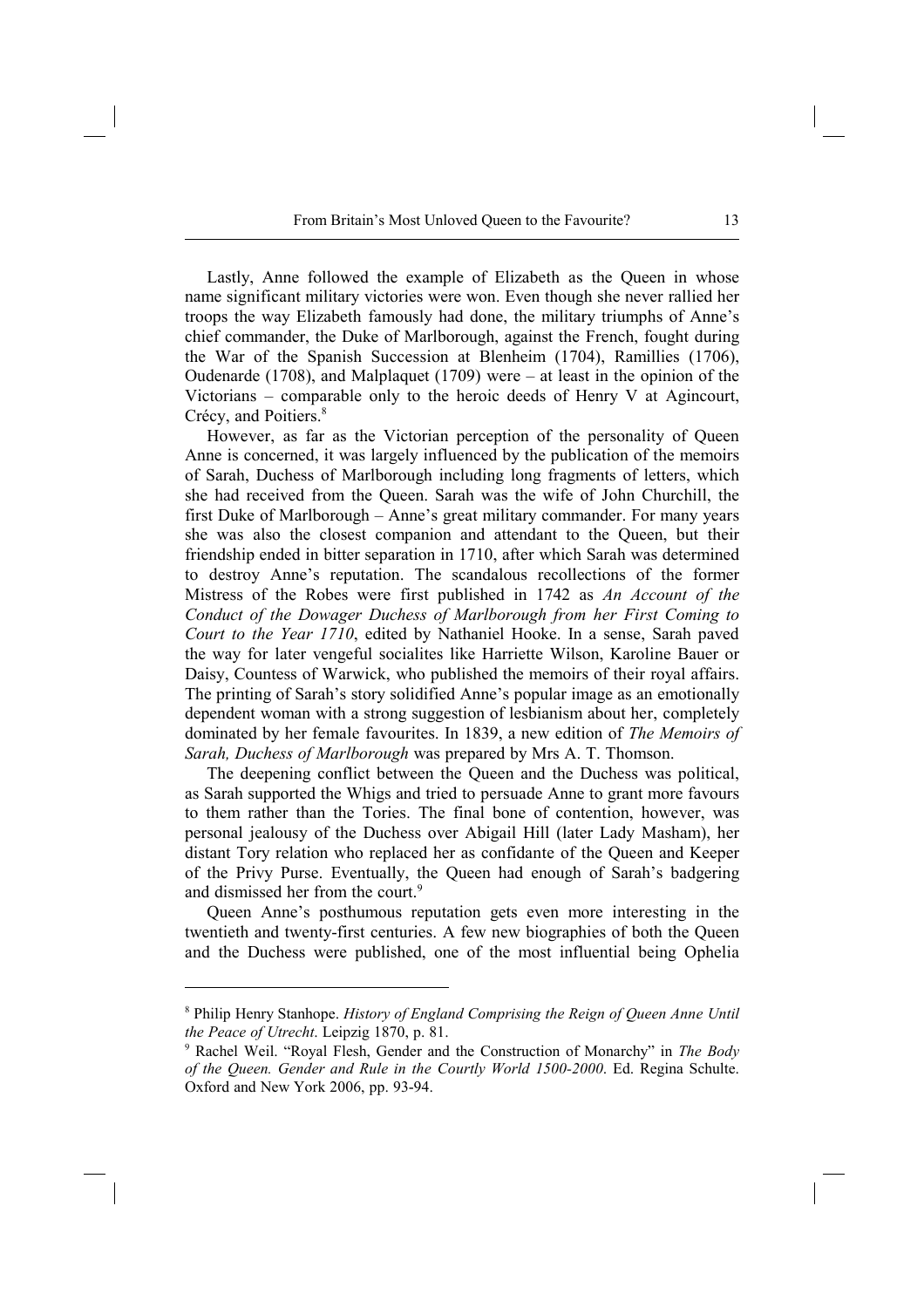Lastly, Anne followed the example of Elizabeth as the Queen in whose name significant military victories were won. Even though she never rallied her troops the way Elizabeth famously had done, the military triumphs of Anne's chief commander, the Duke of Marlborough, against the French, fought during the War of the Spanish Succession at Blenheim (1704), Ramillies (1706), Oudenarde (1708), and Malplaquet (1709) were – at least in the opinion of the Victorians – comparable only to the heroic deeds of Henry V at Agincourt, Crécy, and Poitiers.[8]

However, as far as the Victorian perception of the personality of Queen Anne is concerned, it was largely influenced by the publication of the memoirs of Sarah, Duchess of Marlborough including long fragments of letters, which she had received from the Queen. Sarah was the wife of John Churchill, the first Duke of Marlborough – Anne's great military commander. For many years she was also the closest companion and attendant to the Queen, but their friendship ended in bitter separation in 1710, after which Sarah was determined to destroy Anne's reputation. The scandalous recollections of the former Mistress of the Robes were first published in 1742 as *An Account of the Conduct of the Dowager Duchess of Marlborough from her First Coming to Court to the Year 1710*, edited by Nathaniel Hooke. In a sense, Sarah paved the way for later vengeful socialites like Harriette Wilson, Karoline Bauer or Daisy, Countess of Warwick, who published the memoirs of their royal affairs. The printing of Sarah's story solidified Anne's popular image as an emotionally dependent woman with a strong suggestion of lesbianism about her, completely dominated by her female favourites. In 1839, a new edition of *The Memoirs of Sarah, Duchess of Marlborough* was prepared by Mrs A. T. Thomson.

The deepening conflict between the Queen and the Duchess was political, as Sarah supported the Whigs and tried to persuade Anne to grant more favours to them rather than the Tories. The final bone of contention, however, was personal jealousy of the Duchess over Abigail Hill (later Lady Masham), her distant Tory relation who replaced her as confidante of the Queen and Keeper of the Privy Purse. Eventually, the Queen had enough of Sarah's badgering and dismissed her from the court.[9]

Queen Anne's posthumous reputation gets even more interesting in the twentieth and twenty-first centuries. A few new biographies of both the Queen and the Duchess were published, one of the most influential being Ophelia

---

[8] Philip Henry Stanhope. *History of England Comprising the Reign of Queen Anne Until the Peace of Utrecht*. Leipzig 1870, p. 81.

[9] Rachel Weil. "Royal Flesh, Gender and the Construction of Monarchy" in *The Body of the Queen. Gender and Rule in the Courtly World 1500-2000*. Ed. Regina Schulte. Oxford and New York 2006, pp. 93-94.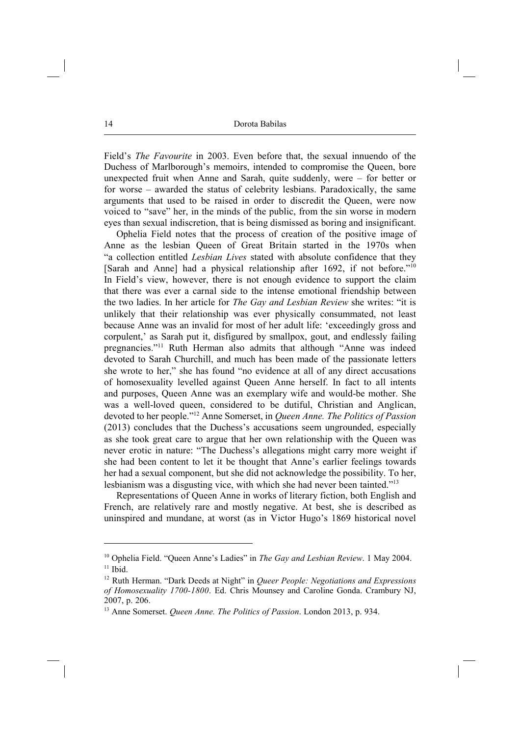Field's *The Favourite* in 2003. Even before that, the sexual innuendo of the Duchess of Marlborough's memoirs, intended to compromise the Queen, bore unexpected fruit when Anne and Sarah, quite suddenly, were – for better or for worse – awarded the status of celebrity lesbians. Paradoxically, the same arguments that used to be raised in order to discredit the Queen, were now voiced to "save" her, in the minds of the public, from the sin worse in modern eyes than sexual indiscretion, that is being dismissed as boring and insignificant.

Ophelia Field notes that the process of creation of the positive image of Anne as the lesbian Queen of Great Britain started in the 1970s when "a collection entitled *Lesbian Lives* stated with absolute confidence that they [Sarah and Anne] had a physical relationship after 1692, if not before."[10] In Field's view, however, there is not enough evidence to support the claim that there was ever a carnal side to the intense emotional friendship between the two ladies. In her article for *The Gay and Lesbian Review* she writes: "it is unlikely that their relationship was ever physically consummated, not least because Anne was an invalid for most of her adult life: 'exceedingly gross and corpulent,' as Sarah put it, disfigured by smallpox, gout, and endlessly failing pregnancies."[11] Ruth Herman also admits that although "Anne was indeed devoted to Sarah Churchill, and much has been made of the passionate letters she wrote to her," she has found "no evidence at all of any direct accusations of homosexuality levelled against Queen Anne herself. In fact to all intents and purposes, Queen Anne was an exemplary wife and would-be mother. She was a well-loved queen, considered to be dutiful, Christian and Anglican, devoted to her people."[12] Anne Somerset, in *Queen Anne. The Politics of Passion* (2013) concludes that the Duchess's accusations seem ungrounded, especially as she took great care to argue that her own relationship with the Queen was never erotic in nature: "The Duchess's allegations might carry more weight if she had been content to let it be thought that Anne's earlier feelings towards her had a sexual component, but she did not acknowledge the possibility. To her, lesbianism was a disgusting vice, with which she had never been tainted."[13]

Representations of Queen Anne in works of literary fiction, both English and French, are relatively rare and mostly negative. At best, she is described as uninspired and mundane, at worst (as in Victor Hugo's 1869 historical novel

---

[10] Ophelia Field. "Queen Anne's Ladies" in *The Gay and Lesbian Review*. 1 May 2004.

[11] Ibid.

[12] Ruth Herman. "Dark Deeds at Night" in *Queer People: Negotiations and Expressions of Homosexuality 1700-1800*. Ed. Chris Mounsey and Caroline Gonda. Crambury NJ, 2007, p. 206.

[13] Anne Somerset. *Queen Anne. The Politics of Passion*. London 2013, p. 934.